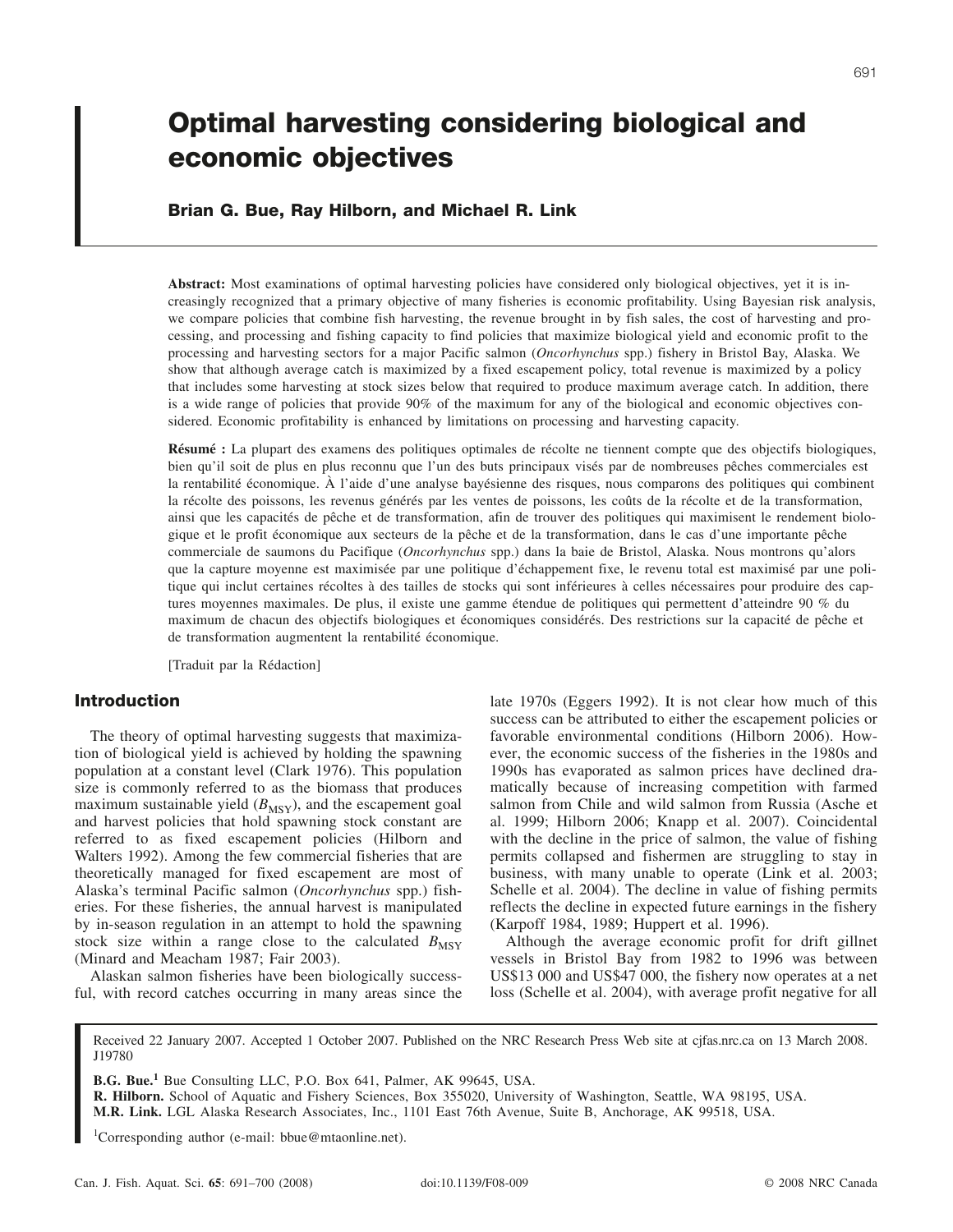# Optimal harvesting considering biological and economic objectives

**Brian G. Bue, Ray Hilborn, and Michael R. Link**

**Abstract:** Most examinations of optimal harvesting policies have considered only biological objectives, yet it is increasingly recognized that a primary objective of many fisheries is economic profitability. Using Bayesian risk analysis, we compare policies that combine fish harvesting, the revenue brought in by fish sales, the cost of harvesting and processing, and processing and fishing capacity to find policies that maximize biological yield and economic profit to the processing and harvesting sectors for a major Pacific salmon (*Oncorhynchus* spp.) fishery in Bristol Bay, Alaska. We show that although average catch is maximized by a fixed escapement policy, total revenue is maximized by a policy that includes some harvesting at stock sizes below that required to produce maximum average catch. In addition, there is a wide range of policies that provide 90% of the maximum for any of the biological and economic objectives considered. Economic profitability is enhanced by limitations on processing and harvesting capacity.

**Résumé :** La plupart des examens des politiques optimales de récolte ne tiennent compte que des objectifs biologiques, bien qu'il soit de plus en plus reconnu que l'un des buts principaux visés par de nombreuses pêches commerciales est la rentabilité économique. À l'aide d'une analyse bayésienne des risques, nous comparons des politiques qui combinent la récolte des poissons, les revenus générés par les ventes de poissons, les coûts de la récolte et de la transformation, ainsi que les capacités de pêche et de transformation, afin de trouver des politiques qui maximisent le rendement biologique et le profit économique aux secteurs de la pêche et de la transformation, dans le cas d'une importante pêche commerciale de saumons du Pacifique (*Oncorhynchus* spp.) dans la baie de Bristol, Alaska. Nous montrons qu'alors que la capture moyenne est maximisée par une politique d'échappement fixe, le revenu total est maximisé par une politique qui inclut certaines récoltes à des tailles de stocks qui sont inférieures à celles nécessaires pour produire des captures moyennes maximales. De plus, il existe une gamme étendue de politiques qui permettent d'atteindre 90 % du maximum de chacun des objectifs biologiques et économiques considérés. Des restrictions sur la capacité de pêche et de transformation augmentent la rentabilité économique.

[Traduit par la Rédaction]

## Introduction

The theory of optimal harvesting suggests that maximization of biological yield is achieved by holding the spawning population at a constant level (Clark 1976). This population size is commonly referred to as the biomass that produces maximum sustainable yield ($B_{MSY}$), and the escapement goal and harvest policies that hold spawning stock constant are referred to as fixed escapement policies (Hilborn and Walters 1992). Among the few commercial fisheries that are theoretically managed for fixed escapement are most of Alaska's terminal Pacific salmon (*Oncorhynchus* spp.) fisheries. For these fisheries, the annual harvest is manipulated by in-season regulation in an attempt to hold the spawning stock size within a range close to the calculated $B_{MSY}$ (Minard and Meacham 1987; Fair 2003).

Alaskan salmon fisheries have been biologically successful, with record catches occurring in many areas since the late 1970s (Eggers 1992). It is not clear how much of this success can be attributed to either the escapement policies or favorable environmental conditions (Hilborn 2006). However, the economic success of the fisheries in the 1980s and 1990s has evaporated as salmon prices have declined dramatically because of increasing competition with farmed salmon from Chile and wild salmon from Russia (Asche et al. 1999; Hilborn 2006; Knapp et al. 2007). Coincidental with the decline in the price of salmon, the value of fishing permits collapsed and fishermen are struggling to stay in business, with many unable to operate (Link et al. 2003; Schelle et al. 2004). The decline in value of fishing permits reflects the decline in expected future earnings in the fishery (Karpoff 1984, 1989; Huppert et al. 1996).

Although the average economic profit for drift gillnet vessels in Bristol Bay from 1982 to 1996 was between US$13 000 and US$47 000, the fishery now operates at a net loss (Schelle et al. 2004), with average profit negative for all

Received 22 January 2007. Accepted 1 October 2007. Published on the NRC Research Press Web site at cjfas.nrc.ca on 13 March 2008. J19780

**B.G. Bue.**[1] Bue Consulting LLC, P.O. Box 641, Palmer, AK 99645, USA.
**R. Hilborn.** School of Aquatic and Fishery Sciences, Box 355020, University of Washington, Seattle, WA 98195, USA.
**M.R. Link.** LGL Alaska Research Associates, Inc., 1101 East 76th Avenue, Suite B, Anchorage, AK 99518, USA.

[1]Corresponding author (e-mail: bbue@mtaonline.net).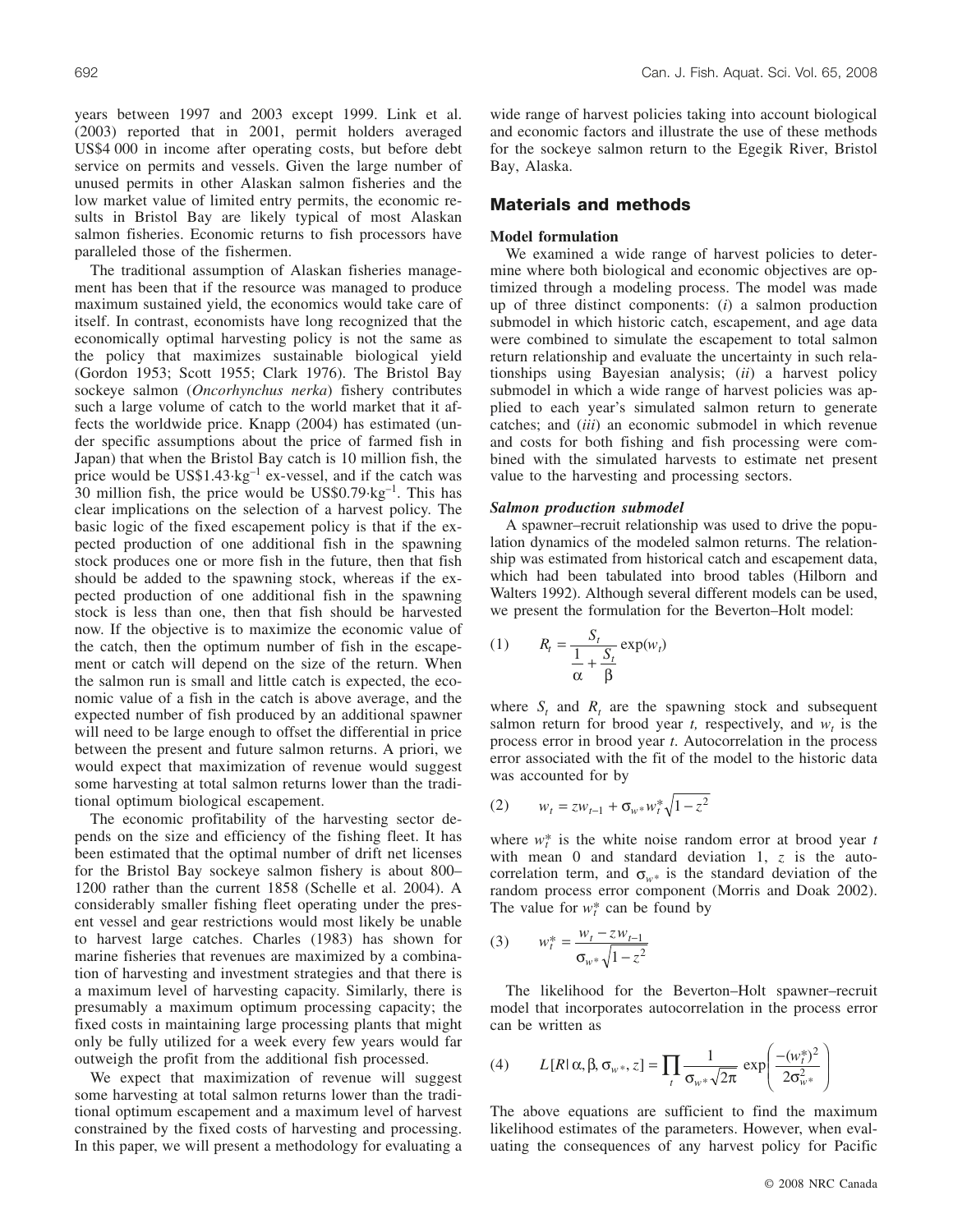years between 1997 and 2003 except 1999. Link et al. (2003) reported that in 2001, permit holders averaged US$4 000 in income after operating costs, but before debt service on permits and vessels. Given the large number of unused permits in other Alaskan salmon fisheries and the low market value of limited entry permits, the economic results in Bristol Bay are likely typical of most Alaskan salmon fisheries. Economic returns to fish processors have paralleled those of the fishermen.

The traditional assumption of Alaskan fisheries management has been that if the resource was managed to produce maximum sustained yield, the economics would take care of itself. In contrast, economists have long recognized that the economically optimal harvesting policy is not the same as the policy that maximizes sustainable biological yield (Gordon 1953; Scott 1955; Clark 1976). The Bristol Bay sockeye salmon (*Oncorhynchus nerka*) fishery contributes such a large volume of catch to the world market that it affects the worldwide price. Knapp (2004) has estimated (under specific assumptions about the price of farmed fish in Japan) that when the Bristol Bay catch is 10 million fish, the price would be US$1.43·kg$^{-1}$ ex-vessel, and if the catch was 30 million fish, the price would be US$0.79·kg$^{-1}$. This has clear implications on the selection of a harvest policy. The basic logic of the fixed escapement policy is that if the expected production of one additional fish in the spawning stock produces one or more fish in the future, then that fish should be added to the spawning stock, whereas if the expected production of one additional fish in the spawning stock is less than one, then that fish should be harvested now. If the objective is to maximize the economic value of the catch, then the optimum number of fish in the escapement or catch will depend on the size of the return. When the salmon run is small and little catch is expected, the economic value of a fish in the catch is above average, and the expected number of fish produced by an additional spawner will need to be large enough to offset the differential in price between the present and future salmon returns. A priori, we would expect that maximization of revenue would suggest some harvesting at total salmon returns lower than the traditional optimum biological escapement.

The economic profitability of the harvesting sector depends on the size and efficiency of the fishing fleet. It has been estimated that the optimal number of drift net licenses for the Bristol Bay sockeye salmon fishery is about 800–1200 rather than the current 1858 (Schelle et al. 2004). A considerably smaller fishing fleet operating under the present vessel and gear restrictions would most likely be unable to harvest large catches. Charles (1983) has shown for marine fisheries that revenues are maximized by a combination of harvesting and investment strategies and that there is a maximum level of harvesting capacity. Similarly, there is presumably a maximum optimum processing capacity; the fixed costs in maintaining large processing plants that might only be fully utilized for a week every few years would far outweigh the profit from the additional fish processed.

We expect that maximization of revenue will suggest some harvesting at total salmon returns lower than the traditional optimum escapement and a maximum level of harvest constrained by the fixed costs of harvesting and processing. In this paper, we will present a methodology for evaluating a wide range of harvest policies taking into account biological and economic factors and illustrate the use of these methods for the sockeye salmon return to the Egegik River, Bristol Bay, Alaska.

## Materials and methods

### Model formulation

We examined a wide range of harvest policies to determine where both biological and economic objectives are optimized through a modeling process. The model was made up of three distinct components: (*i*) a salmon production submodel in which historic catch, escapement, and age data were combined to simulate the escapement to total salmon return relationship and evaluate the uncertainty in such relationships using Bayesian analysis; (*ii*) a harvest policy submodel in which a wide range of harvest policies was applied to each year's simulated salmon return to generate catches; and (*iii*) an economic submodel in which revenue and costs for both fishing and fish processing were combined with the simulated harvests to estimate net present value to the harvesting and processing sectors.

#### *Salmon production submodel*

A spawner–recruit relationship was used to drive the population dynamics of the modeled salmon returns. The relationship was estimated from historical catch and escapement data, which had been tabulated into brood tables (Hilborn and Walters 1992). Although several different models can be used, we present the formulation for the Beverton–Holt model:

$$(1)\qquad R_t = \frac{S_t}{\dfrac{1}{\alpha} + \dfrac{S_t}{\beta}} \exp(w_t)$$

where $S_t$ and $R_t$ are the spawning stock and subsequent salmon return for brood year $t$, respectively, and $w_t$ is the process error in brood year $t$. Autocorrelation in the process error associated with the fit of the model to the historic data was accounted for by

$$(2)\qquad w_t = z w_{t-1} + \sigma_{w*} w_t^* \sqrt{1 - z^2}$$

where $w_t^*$ is the white noise random error at brood year $t$ with mean 0 and standard deviation 1, $z$ is the autocorrelation term, and $\sigma_{w*}$ is the standard deviation of the random process error component (Morris and Doak 2002). The value for $w_t^*$ can be found by

$$(3)\qquad w_t^* = \frac{w_t - z w_{t-1}}{\sigma_{w*}\sqrt{1 - z^2}}$$

The likelihood for the Beverton–Holt spawner–recruit model that incorporates autocorrelation in the process error can be written as

$$(4)\qquad L[R \mid \alpha, \beta, \sigma_{w*}, z] = \prod_t \frac{1}{\sigma_{w*}\sqrt{2\pi}} \exp\left(\frac{-(w_t^*)^2}{2\sigma_{w*}^2}\right)$$

The above equations are sufficient to find the maximum likelihood estimates of the parameters. However, when evaluating the consequences of any harvest policy for Pacific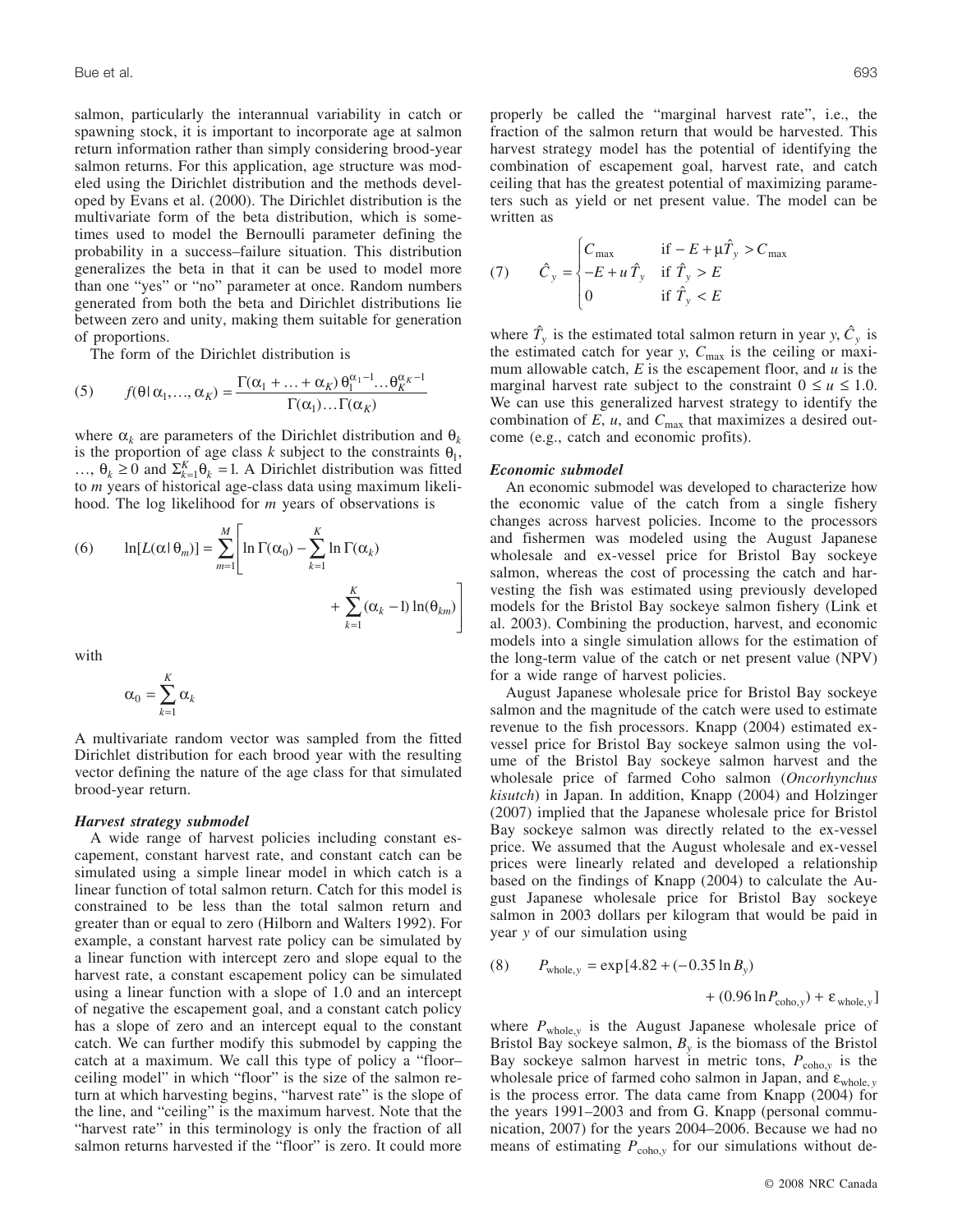salmon, particularly the interannual variability in catch or spawning stock, it is important to incorporate age at salmon return information rather than simply considering brood-year salmon returns. For this application, age structure was modeled using the Dirichlet distribution and the methods developed by Evans et al. (2000). The Dirichlet distribution is the multivariate form of the beta distribution, which is sometimes used to model the Bernoulli parameter defining the probability in a success–failure situation. This distribution generalizes the beta in that it can be used to model more than one "yes" or "no" parameter at once. Random numbers generated from both the beta and Dirichlet distributions lie between zero and unity, making them suitable for generation of proportions.

The form of the Dirichlet distribution is

$$(5) \qquad f(\theta | \alpha_1, \ldots, \alpha_K) = \frac{\Gamma(\alpha_1 + \ldots + \alpha_K)\, \theta_1^{\alpha_1 - 1} \ldots \theta_K^{\alpha_K - 1}}{\Gamma(\alpha_1) \ldots \Gamma(\alpha_K)}$$

where $\alpha_k$ are parameters of the Dirichlet distribution and $\theta_k$ is the proportion of age class $k$ subject to the constraints $\theta_1, \ldots, \theta_k \geq 0$ and $\Sigma_{k=1}^{K} \theta_k = 1$. A Dirichlet distribution was fitted to $m$ years of historical age-class data using maximum likelihood. The log likelihood for $m$ years of observations is

$$(6) \qquad \ln[L(\alpha | \theta_m)] = \sum_{m=1}^{M} \left[ \ln \Gamma(\alpha_0) - \sum_{k=1}^{K} \ln \Gamma(\alpha_k) + \sum_{k=1}^{K} (\alpha_k - 1) \ln(\theta_{km}) \right]$$

with

$$\alpha_0 = \sum_{k=1}^{K} \alpha_k$$

A multivariate random vector was sampled from the fitted Dirichlet distribution for each brood year with the resulting vector defining the nature of the age class for that simulated brood-year return.

### *Harvest strategy submodel*

A wide range of harvest policies including constant escapement, constant harvest rate, and constant catch can be simulated using a simple linear model in which catch is a linear function of total salmon return. Catch for this model is constrained to be less than the total salmon return and greater than or equal to zero (Hilborn and Walters 1992). For example, a constant harvest rate policy can be simulated by a linear function with intercept zero and slope equal to the harvest rate, a constant escapement policy can be simulated using a linear function with a slope of 1.0 and an intercept of negative the escapement goal, and a constant catch policy has a slope of zero and an intercept equal to the constant catch. We can further modify this submodel by capping the catch at a maximum. We call this type of policy a "floor–ceiling model" in which "floor" is the size of the salmon return at which harvesting begins, "harvest rate" is the slope of the line, and "ceiling" is the maximum harvest. Note that the "harvest rate" in this terminology is only the fraction of all salmon returns harvested if the "floor" is zero. It could more properly be called the "marginal harvest rate", i.e., the fraction of the salmon return that would be harvested. This harvest strategy model has the potential of identifying the combination of escapement goal, harvest rate, and catch ceiling that has the greatest potential of maximizing parameters such as yield or net present value. The model can be written as

$$(7) \qquad \hat{C}_y = \begin{cases} C_{\max} & \text{if } -E + \mu \hat{T}_y > C_{\max} \\ -E + u\, \hat{T}_y & \text{if } \hat{T}_y > E \\ 0 & \text{if } \hat{T}_y < E \end{cases}$$

where $\hat{T}_y$ is the estimated total salmon return in year $y$, $\hat{C}_y$ is the estimated catch for year $y$, $C_{\max}$ is the ceiling or maximum allowable catch, $E$ is the escapement floor, and $u$ is the marginal harvest rate subject to the constraint $0 \leq u \leq 1.0$. We can use this generalized harvest strategy to identify the combination of $E$, $u$, and $C_{\max}$ that maximizes a desired outcome (e.g., catch and economic profits).

### *Economic submodel*

An economic submodel was developed to characterize how the economic value of the catch from a single fishery changes across harvest policies. Income to the processors and fishermen was modeled using the August Japanese wholesale and ex-vessel price for Bristol Bay sockeye salmon, whereas the cost of processing the catch and harvesting the fish was estimated using previously developed models for the Bristol Bay sockeye salmon fishery (Link et al. 2003). Combining the production, harvest, and economic models into a single simulation allows for the estimation of the long-term value of the catch or net present value (NPV) for a wide range of harvest policies.

August Japanese wholesale price for Bristol Bay sockeye salmon and the magnitude of the catch were used to estimate revenue to the fish processors. Knapp (2004) estimated ex-vessel price for Bristol Bay sockeye salmon using the volume of the Bristol Bay sockeye salmon harvest and the wholesale price of farmed Coho salmon (*Oncorhynchus kisutch*) in Japan. In addition, Knapp (2004) and Holzinger (2007) implied that the Japanese wholesale price for Bristol Bay sockeye salmon was directly related to the ex-vessel price. We assumed that the August wholesale and ex-vessel prices were linearly related and developed a relationship based on the findings of Knapp (2004) to calculate the August Japanese wholesale price for Bristol Bay sockeye salmon in 2003 dollars per kilogram that would be paid in year $y$ of our simulation using

$$(8) \qquad P_{\text{whole},y} = \exp[4.82 + (-0.35 \ln B_y) + (0.96 \ln P_{\text{coho},y}) + \varepsilon_{\text{whole},y}]$$

where $P_{\text{whole},y}$ is the August Japanese wholesale price of Bristol Bay sockeye salmon, $B_y$ is the biomass of the Bristol Bay sockeye salmon harvest in metric tons, $P_{\text{coho},y}$ is the wholesale price of farmed coho salmon in Japan, and $\varepsilon_{\text{whole},y}$ is the process error. The data came from Knapp (2004) for the years 1991–2003 and from G. Knapp (personal communication, 2007) for the years 2004–2006. Because we had no means of estimating $P_{\text{coho},y}$ for our simulations without de-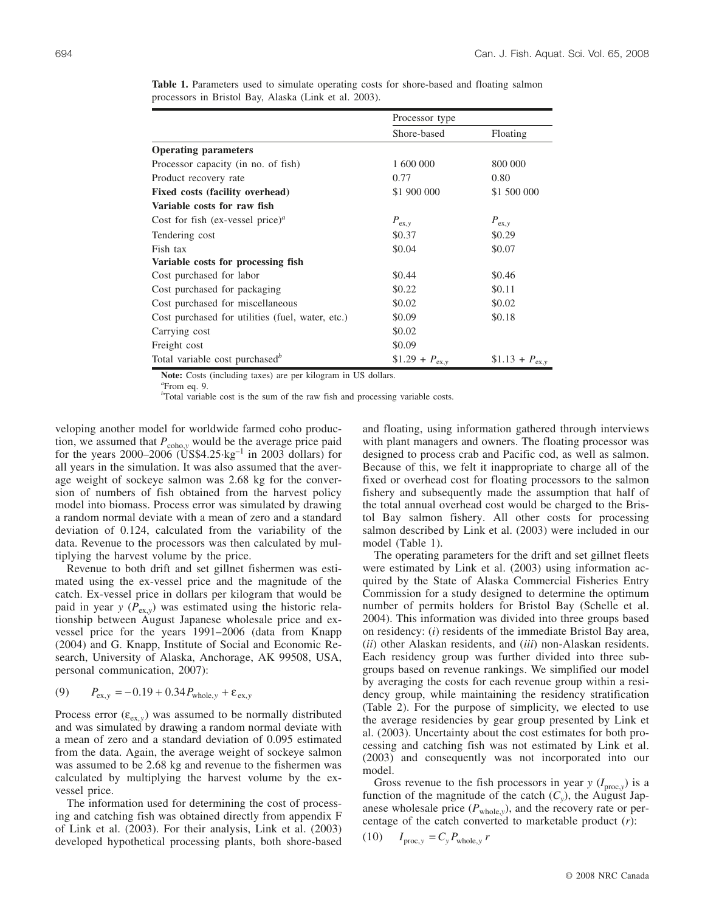**Table 1.** Parameters used to simulate operating costs for shore-based and floating salmon processors in Bristol Bay, Alaska (Link et al. 2003).

| | Processor type | |
|---|---|---|
| | Shore-based | Floating |
| **Operating parameters** | | |
| Processor capacity (in no. of fish) | 1 600 000 | 800 000 |
| Product recovery rate | 0.77 | 0.80 |
| **Fixed costs (facility overhead)** | \$1 900 000 | \$1 500 000 |
| **Variable costs for raw fish** | | |
| Cost for fish (ex-vessel price)[a] | $P_{\mathrm{ex},y}$ | $P_{\mathrm{ex},y}$ |
| Tendering cost | \$0.37 | \$0.29 |
| Fish tax | \$0.04 | \$0.07 |
| **Variable costs for processing fish** | | |
| Cost purchased for labor | \$0.44 | \$0.46 |
| Cost purchased for packaging | \$0.22 | \$0.11 |
| Cost purchased for miscellaneous | \$0.02 | \$0.02 |
| Cost purchased for utilities (fuel, water, etc.) | \$0.09 | \$0.18 |
| Carrying cost | \$0.02 | |
| Freight cost | \$0.09 | |
| Total variable cost purchased[b] | \$1.29 + $P_{\mathrm{ex},y}$ | \$1.13 + $P_{\mathrm{ex},y}$ |

**Note:** Costs (including taxes) are per kilogram in US dollars.

[a]From eq. 9.

[b]Total variable cost is the sum of the raw fish and processing variable costs.

veloping another model for worldwide farmed coho production, we assumed that $P_{\mathrm{coho},y}$ would be the average price paid for the years 2000–2006 (US\$4.25·kg$^{-1}$ in 2003 dollars) for all years in the simulation. It was also assumed that the average weight of sockeye salmon was 2.68 kg for the conversion of numbers of fish obtained from the harvest policy model into biomass. Process error was simulated by drawing a random normal deviate with a mean of zero and a standard deviation of 0.124, calculated from the variability of the data. Revenue to the processors was then calculated by multiplying the harvest volume by the price.

Revenue to both drift and set gillnet fishermen was estimated using the ex-vessel price and the magnitude of the catch. Ex-vessel price in dollars per kilogram that would be paid in year $y$ ($P_{\mathrm{ex},y}$) was estimated using the historic relationship between August Japanese wholesale price and ex-vessel price for the years 1991–2006 (data from Knapp (2004) and G. Knapp, Institute of Social and Economic Research, University of Alaska, Anchorage, AK 99508, USA, personal communication, 2007):

$$(9) \qquad P_{\mathrm{ex},y} = -0.19 + 0.34 P_{\mathrm{whole},y} + \varepsilon_{\mathrm{ex},y}$$

Process error ($\varepsilon_{\mathrm{ex},y}$) was assumed to be normally distributed and was simulated by drawing a random normal deviate with a mean of zero and a standard deviation of 0.095 estimated from the data. Again, the average weight of sockeye salmon was assumed to be 2.68 kg and revenue to the fishermen was calculated by multiplying the harvest volume by the ex-vessel price.

The information used for determining the cost of processing and catching fish was obtained directly from appendix F of Link et al. (2003). For their analysis, Link et al. (2003) developed hypothetical processing plants, both shore-based and floating, using information gathered through interviews with plant managers and owners. The floating processor was designed to process crab and Pacific cod, as well as salmon. Because of this, we felt it inappropriate to charge all of the fixed or overhead cost for floating processors to the salmon fishery and subsequently made the assumption that half of the total annual overhead cost would be charged to the Bristol Bay salmon fishery. All other costs for processing salmon described by Link et al. (2003) were included in our model (Table 1).

The operating parameters for the drift and set gillnet fleets were estimated by Link et al. (2003) using information acquired by the State of Alaska Commercial Fisheries Entry Commission for a study designed to determine the optimum number of permits holders for Bristol Bay (Schelle et al. 2004). This information was divided into three groups based on residency: (*i*) residents of the immediate Bristol Bay area, (*ii*) other Alaskan residents, and (*iii*) non-Alaskan residents. Each residency group was further divided into three subgroups based on revenue rankings. We simplified our model by averaging the costs for each revenue group within a residency group, while maintaining the residency stratification (Table 2). For the purpose of simplicity, we elected to use the average residencies by gear group presented by Link et al. (2003). Uncertainty about the cost estimates for both processing and catching fish was not estimated by Link et al. (2003) and consequently was not incorporated into our model.

Gross revenue to the fish processors in year $y$ ($I_{\mathrm{proc},y}$) is a function of the magnitude of the catch ($C_y$), the August Japanese wholesale price ($P_{\mathrm{whole},y}$), and the recovery rate or percentage of the catch converted to marketable product ($r$):

$$(10) \qquad I_{\mathrm{proc},y} = C_y P_{\mathrm{whole},y}\, r$$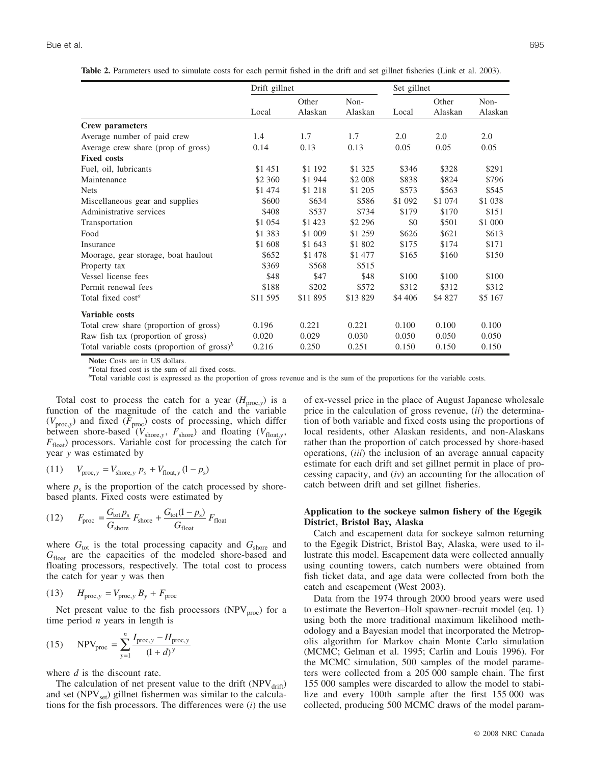**Table 2.** Parameters used to simulate costs for each permit fished in the drift and set gillnet fisheries (Link et al. 2003).

| | Drift gillnet | | | Set gillnet | | |
|---|---|---|---|---|---|---|
| | Local | Other Alaskan | Non-Alaskan | Local | Other Alaskan | Non-Alaskan |
| **Crew parameters** | | | | | | |
| Average number of paid crew | 1.4 | 1.7 | 1.7 | 2.0 | 2.0 | 2.0 |
| Average crew share (prop of gross) | 0.14 | 0.13 | 0.13 | 0.05 | 0.05 | 0.05 |
| **Fixed costs** | | | | | | |
| Fuel, oil, lubricants | $1 451 | $1 192 | $1 325 | $346 | $328 | $291 |
| Maintenance | $2 360 | $1 944 | $2 008 | $838 | $824 | $796 |
| Nets | $1 474 | $1 218 | $1 205 | $573 | $563 | $545 |
| Miscellaneous gear and supplies | $600 | $634 | $586 | $1 092 | $1 074 | $1 038 |
| Administrative services | $408 | $537 | $734 | $179 | $170 | $151 |
| Transportation | $1 054 | $1 423 | $2 296 | $0 | $501 | $1 000 |
| Food | $1 383 | $1 009 | $1 259 | $626 | $621 | $613 |
| Insurance | $1 608 | $1 643 | $1 802 | $175 | $174 | $171 |
| Moorage, gear storage, boat haulout | $652 | $1 478 | $1 477 | $165 | $160 | $150 |
| Property tax | $369 | $568 | $515 | | | |
| Vessel license fees | $48 | $47 | $48 | $100 | $100 | $100 |
| Permit renewal fees | $188 | $202 | $572 | $312 | $312 | $312 |
| Total fixed cost[a] | $11 595 | $11 895 | $13 829 | $4 406 | $4 827 | $5 167 |
| **Variable costs** | | | | | | |
| Total crew share (proportion of gross) | 0.196 | 0.221 | 0.221 | 0.100 | 0.100 | 0.100 |
| Raw fish tax (proportion of gross) | 0.020 | 0.029 | 0.030 | 0.050 | 0.050 | 0.050 |
| Total variable costs (proportion of gross)[b] | 0.216 | 0.250 | 0.251 | 0.150 | 0.150 | 0.150 |

**Note:** Costs are in US dollars.
[a]Total fixed cost is the sum of all fixed costs.
[b]Total variable cost is expressed as the proportion of gross revenue and is the sum of the proportions for the variable costs.

Total cost to process the catch for a year ($H_{\mathrm{proc},y}$) is a function of the magnitude of the catch and the variable ($V_{\mathrm{proc},y}$) and fixed ($F_{\mathrm{proc}}$) costs of processing, which differ between shore-based ($V_{\mathrm{shore},y}$, $F_{\mathrm{shore}}$) and floating ($V_{\mathrm{float},y}$, $F_{\mathrm{float}}$) processors. Variable cost for processing the catch for year $y$ was estimated by

$$(11) \quad V_{\mathrm{proc},y} = V_{\mathrm{shore},y}\, p_s + V_{\mathrm{float},y}\,(1 - p_s)$$

where $p_s$ is the proportion of the catch processed by shore-based plants. Fixed costs were estimated by

$$(12) \quad F_{\mathrm{proc}} = \frac{G_{\mathrm{tot}} p_s}{G_{\mathrm{shore}}} F_{\mathrm{shore}} + \frac{G_{\mathrm{tot}}(1 - p_s)}{G_{\mathrm{float}}} F_{\mathrm{float}}$$

where $G_{\mathrm{tot}}$ is the total processing capacity and $G_{\mathrm{shore}}$ and $G_{\mathrm{float}}$ are the capacities of the modeled shore-based and floating processors, respectively. The total cost to process the catch for year $y$ was then

$$(13) \quad H_{\mathrm{proc},y} = V_{\mathrm{proc},y} B_y + F_{\mathrm{proc}}$$

Net present value to the fish processors ($\mathrm{NPV_{proc}}$) for a time period $n$ years in length is

$$(15) \quad \mathrm{NPV_{proc}} = \sum_{y=1}^{n} \frac{I_{\mathrm{proc},y} - H_{\mathrm{proc},y}}{(1 + d)^y}$$

where $d$ is the discount rate.

The calculation of net present value to the drift ($\mathrm{NPV_{drift}}$) and set ($\mathrm{NPV_{set}}$) gillnet fishermen was similar to the calculations for the fish processors. The differences were (*i*) the use of ex-vessel price in the place of August Japanese wholesale price in the calculation of gross revenue, (*ii*) the determination of both variable and fixed costs using the proportions of local residents, other Alaskan residents, and non-Alaskans rather than the proportion of catch processed by shore-based operations, (*iii*) the inclusion of an average annual capacity estimate for each drift and set gillnet permit in place of processing capacity, and (*iv*) an accounting for the allocation of catch between drift and set gillnet fisheries.

## Application to the sockeye salmon fishery of the Egegik District, Bristol Bay, Alaska

Catch and escapement data for sockeye salmon returning to the Egegik District, Bristol Bay, Alaska, were used to illustrate this model. Escapement data were collected annually using counting towers, catch numbers were obtained from fish ticket data, and age data were collected from both the catch and escapement (West 2003).

Data from the 1974 through 2000 brood years were used to estimate the Beverton–Holt spawner–recruit model (eq. 1) using both the more traditional maximum likelihood methodology and a Bayesian model that incorporated the Metropolis algorithm for Markov chain Monte Carlo simulation (MCMC; Gelman et al. 1995; Carlin and Louis 1996). For the MCMC simulation, 500 samples of the model parameters were collected from a 205 000 sample chain. The first 155 000 samples were discarded to allow the model to stabilize and every 100th sample after the first 155 000 was collected, producing 500 MCMC draws of the model param-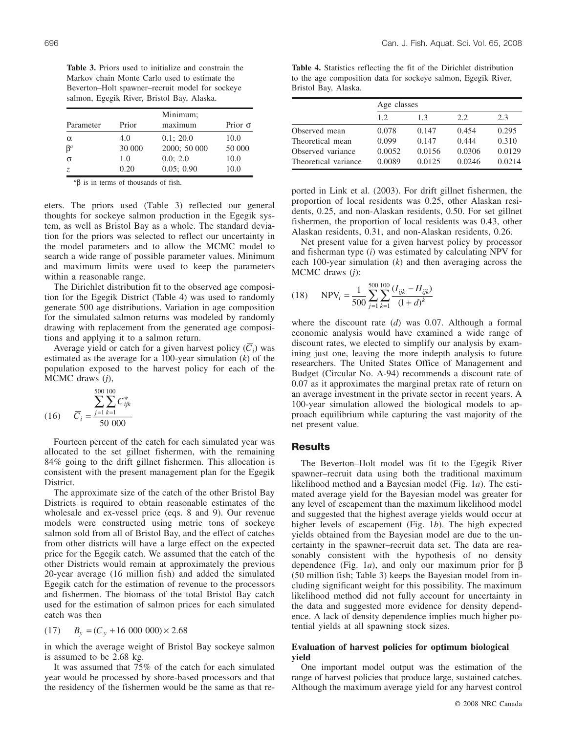**Table 3.** Priors used to initialize and constrain the Markov chain Monte Carlo used to estimate the Beverton–Holt spawner–recruit model for sockeye salmon, Egegik River, Bristol Bay, Alaska.

| Parameter | Prior | Minimum; maximum | Prior σ |
|---|---|---|---|
| α | 4.0 | 0.1; 20.0 | 10.0 |
| β[a] | 30 000 | 2000; 50 000 | 50 000 |
| σ | 1.0 | 0.0; 2.0 | 10.0 |
| *z* | 0.20 | 0.05; 0.90 | 10.0 |

[a]β is in terms of thousands of fish.

eters. The priors used (Table 3) reflected our general thoughts for sockeye salmon production in the Egegik system, as well as Bristol Bay as a whole. The standard deviation for the priors was selected to reflect our uncertainty in the model parameters and to allow the MCMC model to search a wide range of possible parameter values. Minimum and maximum limits were used to keep the parameters within a reasonable range.

The Dirichlet distribution fit to the observed age composition for the Egegik District (Table 4) was used to randomly generate 500 age distributions. Variation in age composition for the simulated salmon returns was modeled by randomly drawing with replacement from the generated age compositions and applying it to a salmon return.

Average yield or catch for a given harvest policy ($\overline{C}_i$) was estimated as the average for a 100-year simulation ($k$) of the population exposed to the harvest policy for each of the MCMC draws ($j$),

$$(16) \quad \overline{C}_i = \frac{\sum_{j=1}^{500}\sum_{k=1}^{100} C^*_{ijk}}{50\ 000}$$

Fourteen percent of the catch for each simulated year was allocated to the set gillnet fishermen, with the remaining 84% going to the drift gillnet fishermen. This allocation is consistent with the present management plan for the Egegik District.

The approximate size of the catch of the other Bristol Bay Districts is required to obtain reasonable estimates of the wholesale and ex-vessel price (eqs. 8 and 9). Our revenue models were constructed using metric tons of sockeye salmon sold from all of Bristol Bay, and the effect of catches from other districts will have a large effect on the expected price for the Egegik catch. We assumed that the catch of the other Districts would remain at approximately the previous 20-year average (16 million fish) and added the simulated Egegik catch for the estimation of revenue to the processors and fishermen. The biomass of the total Bristol Bay catch used for the estimation of salmon prices for each simulated catch was then

$$(17) \quad B_y = (C_y + 16\ 000\ 000) \times 2.68$$

in which the average weight of Bristol Bay sockeye salmon is assumed to be 2.68 kg.

It was assumed that 75% of the catch for each simulated year would be processed by shore-based processors and that the residency of the fishermen would be the same as that reported in Link et al. (2003). For drift gillnet fishermen, the proportion of local residents was 0.25, other Alaskan residents, 0.25, and non-Alaskan residents, 0.50. For set gillnet fishermen, the proportion of local residents was 0.43, other Alaskan residents, 0.31, and non-Alaskan residents, 0.26.

**Table 4.** Statistics reflecting the fit of the Dirichlet distribution to the age composition data for sockeye salmon, Egegik River, Bristol Bay, Alaska.

| | Age classes | | | |
|---|---|---|---|---|
| | 1.2 | 1.3 | 2.2 | 2.3 |
| Observed mean | 0.078 | 0.147 | 0.454 | 0.295 |
| Theoretical mean | 0.099 | 0.147 | 0.444 | 0.310 |
| Observed variance | 0.0052 | 0.0156 | 0.0306 | 0.0129 |
| Theoretical variance | 0.0089 | 0.0125 | 0.0246 | 0.0214 |

Net present value for a given harvest policy by processor and fisherman type ($i$) was estimated by calculating NPV for each 100-year simulation ($k$) and then averaging across the MCMC draws ($j$):

$$(18) \quad \text{NPV}_i = \frac{1}{500}\sum_{j=1}^{500}\sum_{k=1}^{100}\frac{(I_{ijk} - H_{ijk})}{(1+d)^k}$$

where the discount rate ($d$) was 0.07. Although a formal economic analysis would have examined a wide range of discount rates, we elected to simplify our analysis by examining just one, leaving the more indepth analysis to future researchers. The United States Office of Management and Budget (Circular No. A-94) recommends a discount rate of 0.07 as it approximates the marginal pretax rate of return on an average investment in the private sector in recent years. A 100-year simulation allowed the biological models to approach equilibrium while capturing the vast majority of the net present value.

## Results

The Beverton–Holt model was fit to the Egegik River spawner–recruit data using both the traditional maximum likelihood method and a Bayesian model (Fig. 1*a*). The estimated average yield for the Bayesian model was greater for any level of escapement than the maximum likelihood model and suggested that the highest average yields would occur at higher levels of escapement (Fig. 1*b*). The high expected yields obtained from the Bayesian model are due to the uncertainty in the spawner–recruit data set. The data are reasonably consistent with the hypothesis of no density dependence (Fig. 1*a*), and only our maximum prior for β (50 million fish; Table 3) keeps the Bayesian model from including significant weight for this possibility. The maximum likelihood method did not fully account for uncertainty in the data and suggested more evidence for density dependence. A lack of density dependence implies much higher potential yields at all spawning stock sizes.

### Evaluation of harvest policies for optimum biological yield

One important model output was the estimation of the range of harvest policies that produce large, sustained catches. Although the maximum average yield for any harvest control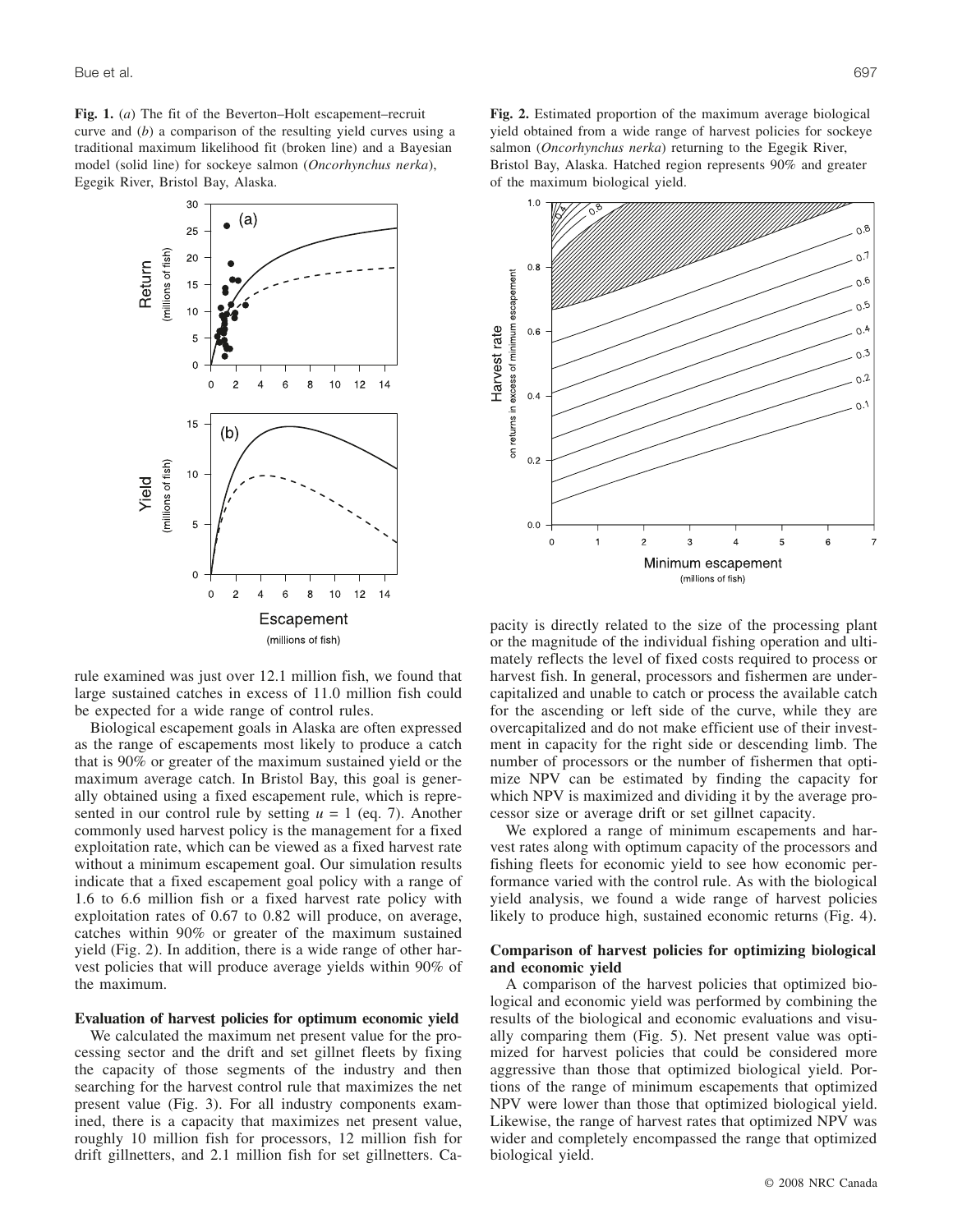**Fig. 1.** (*a*) The fit of the Beverton–Holt escapement–recruit curve and (*b*) a comparison of the resulting yield curves using a traditional maximum likelihood fit (broken line) and a Bayesian model (solid line) for sockeye salmon (*Oncorhynchus nerka*), Egegik River, Bristol Bay, Alaska.

**Fig. 2.** Estimated proportion of the maximum average biological yield obtained from a wide range of harvest policies for sockeye salmon (*Oncorhynchus nerka*) returning to the Egegik River, Bristol Bay, Alaska. Hatched region represents 90% and greater of the maximum biological yield.

rule examined was just over 12.1 million fish, we found that large sustained catches in excess of 11.0 million fish could be expected for a wide range of control rules.

Biological escapement goals in Alaska are often expressed as the range of escapements most likely to produce a catch that is 90% or greater of the maximum sustained yield or the maximum average catch. In Bristol Bay, this goal is generally obtained using a fixed escapement rule, which is represented in our control rule by setting $u = 1$ (eq. 7). Another commonly used harvest policy is the management for a fixed exploitation rate, which can be viewed as a fixed harvest rate without a minimum escapement goal. Our simulation results indicate that a fixed escapement goal policy with a range of 1.6 to 6.6 million fish or a fixed harvest rate policy with exploitation rates of 0.67 to 0.82 will produce, on average, catches within 90% or greater of the maximum sustained yield (Fig. 2). In addition, there is a wide range of other harvest policies that will produce average yields within 90% of the maximum.

### Evaluation of harvest policies for optimum economic yield

We calculated the maximum net present value for the processing sector and the drift and set gillnet fleets by fixing the capacity of those segments of the industry and then searching for the harvest control rule that maximizes the net present value (Fig. 3). For all industry components examined, there is a capacity that maximizes net present value, roughly 10 million fish for processors, 12 million fish for drift gillnetters, and 2.1 million fish for set gillnetters. Capacity is directly related to the size of the processing plant or the magnitude of the individual fishing operation and ultimately reflects the level of fixed costs required to process or harvest fish. In general, processors and fishermen are undercapitalized and unable to catch or process the available catch for the ascending or left side of the curve, while they are overcapitalized and do not make efficient use of their investment in capacity for the right side or descending limb. The number of processors or the number of fishermen that optimize NPV can be estimated by finding the capacity for which NPV is maximized and dividing it by the average processor size or average drift or set gillnet capacity.

We explored a range of minimum escapements and harvest rates along with optimum capacity of the processors and fishing fleets for economic yield to see how economic performance varied with the control rule. As with the biological yield analysis, we found a wide range of harvest policies likely to produce high, sustained economic returns (Fig. 4).

### Comparison of harvest policies for optimizing biological and economic yield

A comparison of the harvest policies that optimized biological and economic yield was performed by combining the results of the biological and economic evaluations and visually comparing them (Fig. 5). Net present value was optimized for harvest policies that could be considered more aggressive than those that optimized biological yield. Portions of the range of minimum escapements that optimized NPV were lower than those that optimized biological yield. Likewise, the range of harvest rates that optimized NPV was wider and completely encompassed the range that optimized biological yield.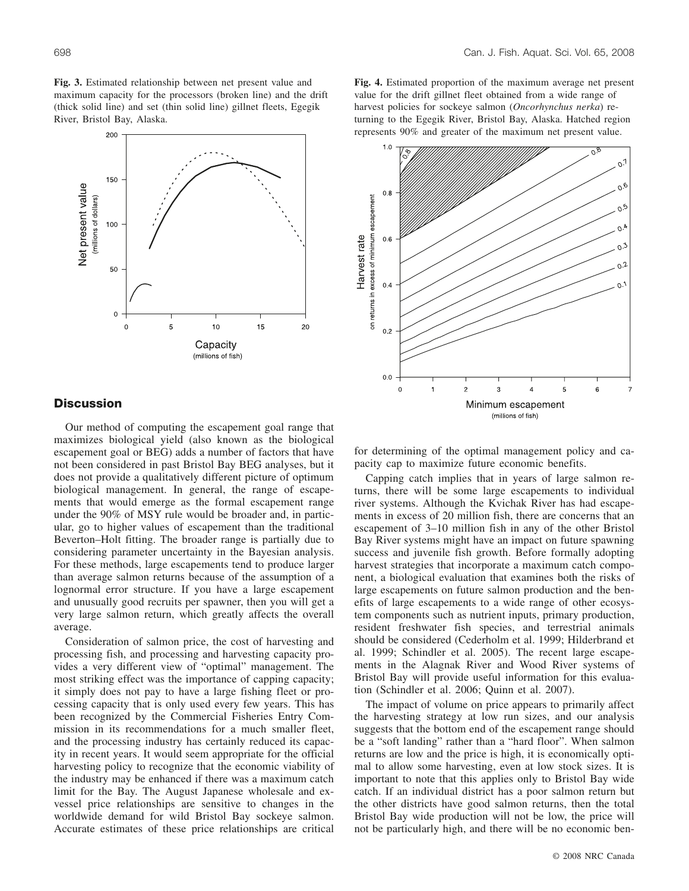**Fig. 3.** Estimated relationship between net present value and maximum capacity for the processors (broken line) and the drift (thick solid line) and set (thin solid line) gillnet fleets, Egegik River, Bristol Bay, Alaska.

Net present value
(millions of dollars)

200
150
100
50
0

0 5 10 15 20

Capacity
(millions of fish)

**Fig. 4.** Estimated proportion of the maximum average net present value for the drift gillnet fleet obtained from a wide range of harvest policies for sockeye salmon (*Oncorhynchus nerka*) returning to the Egegik River, Bristol Bay, Alaska. Hatched region represents 90% and greater of the maximum net present value.

Harvest rate
on returns in excess of minimum escapement

1.0
0.8
0.6
0.4
0.2
0.0

0.8
0.8
0.7
0.6
0.5
0.4
0.3
0.2
0.1

0 1 2 3 4 5 6 7

Minimum escapement
(millions of fish)

## Discussion

Our method of computing the escapement goal range that maximizes biological yield (also known as the biological escapement goal or BEG) adds a number of factors that have not been considered in past Bristol Bay BEG analyses, but it does not provide a qualitatively different picture of optimum biological management. In general, the range of escapements that would emerge as the formal escapement range under the 90% of MSY rule would be broader and, in particular, go to higher values of escapement than the traditional Beverton–Holt fitting. The broader range is partially due to considering parameter uncertainty in the Bayesian analysis. For these methods, large escapements tend to produce larger than average salmon returns because of the assumption of a lognormal error structure. If you have a large escapement and unusually good recruits per spawner, then you will get a very large salmon return, which greatly affects the overall average.

Consideration of salmon price, the cost of harvesting and processing fish, and processing and harvesting capacity provides a very different view of "optimal" management. The most striking effect was the importance of capping capacity; it simply does not pay to have a large fishing fleet or processing capacity that is only used every few years. This has been recognized by the Commercial Fisheries Entry Commission in its recommendations for a much smaller fleet, and the processing industry has certainly reduced its capacity in recent years. It would seem appropriate for the official harvesting policy to recognize that the economic viability of the industry may be enhanced if there was a maximum catch limit for the Bay. The August Japanese wholesale and ex-vessel price relationships are sensitive to changes in the worldwide demand for wild Bristol Bay sockeye salmon. Accurate estimates of these price relationships are critical for determining of the optimal management policy and capacity cap to maximize future economic benefits.

Capping catch implies that in years of large salmon returns, there will be some large escapements to individual river systems. Although the Kvichak River has had escapements in excess of 20 million fish, there are concerns that an escapement of 3–10 million fish in any of the other Bristol Bay River systems might have an impact on future spawning success and juvenile fish growth. Before formally adopting harvest strategies that incorporate a maximum catch component, a biological evaluation that examines both the risks of large escapements on future salmon production and the benefits of large escapements to a wide range of other ecosystem components such as nutrient inputs, primary production, resident freshwater fish species, and terrestrial animals should be considered (Cederholm et al. 1999; Hilderbrand et al. 1999; Schindler et al. 2005). The recent large escapements in the Alagnak River and Wood River systems of Bristol Bay will provide useful information for this evaluation (Schindler et al. 2006; Quinn et al. 2007).

The impact of volume on price appears to primarily affect the harvesting strategy at low run sizes, and our analysis suggests that the bottom end of the escapement range should be a "soft landing" rather than a "hard floor". When salmon returns are low and the price is high, it is economically optimal to allow some harvesting, even at low stock sizes. It is important to note that this applies only to Bristol Bay wide catch. If an individual district has a poor salmon return but the other districts have good salmon returns, then the total Bristol Bay wide production will not be low, the price will not be particularly high, and there will be no economic ben-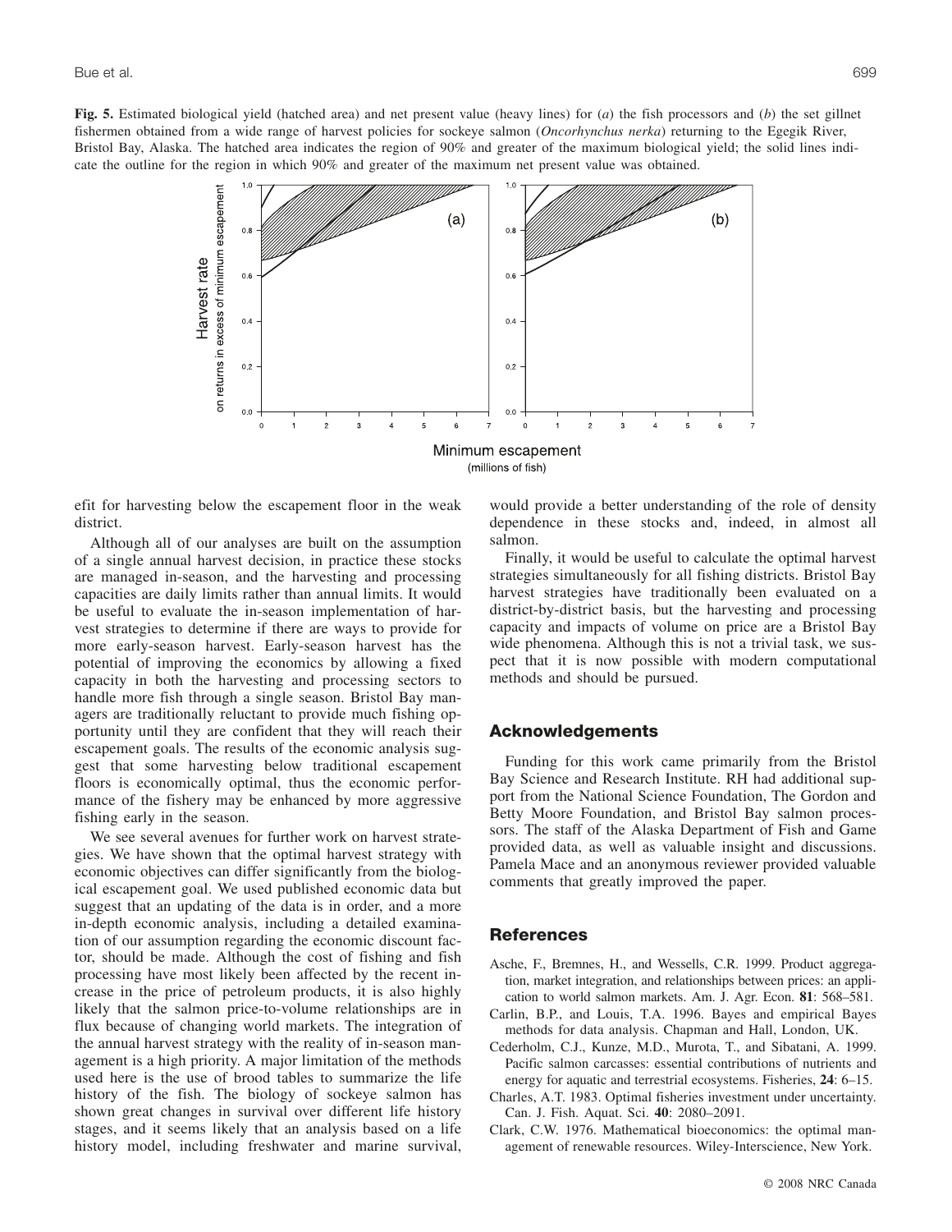**Fig. 5.** Estimated biological yield (hatched area) and net present value (heavy lines) for (*a*) the fish processors and (*b*) the set gillnet fishermen obtained from a wide range of harvest policies for sockeye salmon (*Oncorhynchus nerka*) returning to the Egegik River, Bristol Bay, Alaska. The hatched area indicates the region of 90% and greater of the maximum biological yield; the solid lines indicate the outline for the region in which 90% and greater of the maximum net present value was obtained.

Harvest rate
on returns in excess of minimum escapement

(a)

(b)

1.0
0.8
0.6
0.4
0.2
0.0

0 1 2 3 4 5 6 7

Minimum escapement
(millions of fish)

efit for harvesting below the escapement floor in the weak district.

Although all of our analyses are built on the assumption of a single annual harvest decision, in practice these stocks are managed in-season, and the harvesting and processing capacities are daily limits rather than annual limits. It would be useful to evaluate the in-season implementation of harvest strategies to determine if there are ways to provide for more early-season harvest. Early-season harvest has the potential of improving the economics by allowing a fixed capacity in both the harvesting and processing sectors to handle more fish through a single season. Bristol Bay managers are traditionally reluctant to provide much fishing opportunity until they are confident that they will reach their escapement goals. The results of the economic analysis suggest that some harvesting below traditional escapement floors is economically optimal, thus the economic performance of the fishery may be enhanced by more aggressive fishing early in the season.

We see several avenues for further work on harvest strategies. We have shown that the optimal harvest strategy with economic objectives can differ significantly from the biological escapement goal. We used published economic data but suggest that an updating of the data is in order, and a more in-depth economic analysis, including a detailed examination of our assumption regarding the economic discount factor, should be made. Although the cost of fishing and fish processing have most likely been affected by the recent increase in the price of petroleum products, it is also highly likely that the salmon price-to-volume relationships are in flux because of changing world markets. The integration of the annual harvest strategy with the reality of in-season management is a high priority. A major limitation of the methods used here is the use of brood tables to summarize the life history of the fish. The biology of sockeye salmon has shown great changes in survival over different life history stages, and it seems likely that an analysis based on a life history model, including freshwater and marine survival, would provide a better understanding of the role of density dependence in these stocks and, indeed, in almost all salmon.

Finally, it would be useful to calculate the optimal harvest strategies simultaneously for all fishing districts. Bristol Bay harvest strategies have traditionally been evaluated on a district-by-district basis, but the harvesting and processing capacity and impacts of volume on price are a Bristol Bay wide phenomena. Although this is not a trivial task, we suspect that it is now possible with modern computational methods and should be pursued.

## Acknowledgements

Funding for this work came primarily from the Bristol Bay Science and Research Institute. RH had additional support from the National Science Foundation, The Gordon and Betty Moore Foundation, and Bristol Bay salmon processors. The staff of the Alaska Department of Fish and Game provided data, as well as valuable insight and discussions. Pamela Mace and an anonymous reviewer provided valuable comments that greatly improved the paper.

## References

Asche, F., Bremnes, H., and Wessells, C.R. 1999. Product aggregation, market integration, and relationships between prices: an application to world salmon markets. Am. J. Agr. Econ. **81**: 568–581.

Carlin, B.P., and Louis, T.A. 1996. Bayes and empirical Bayes methods for data analysis. Chapman and Hall, London, UK.

Cederholm, C.J., Kunze, M.D., Murota, T., and Sibatani, A. 1999. Pacific salmon carcasses: essential contributions of nutrients and energy for aquatic and terrestrial ecosystems. Fisheries, **24**: 6–15.

Charles, A.T. 1983. Optimal fisheries investment under uncertainty. Can. J. Fish. Aquat. Sci. **40**: 2080–2091.

Clark, C.W. 1976. Mathematical bioeconomics: the optimal management of renewable resources. Wiley-Interscience, New York.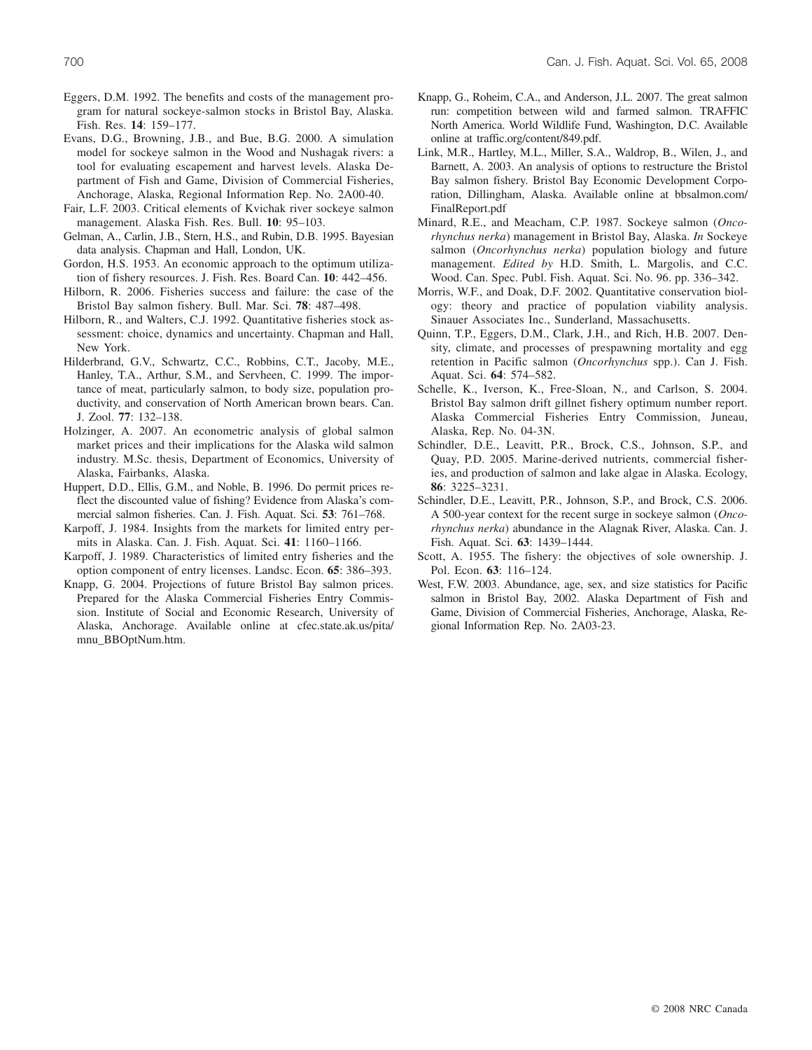Eggers, D.M. 1992. The benefits and costs of the management program for natural sockeye-salmon stocks in Bristol Bay, Alaska. Fish. Res. **14**: 159–177.

Evans, D.G., Browning, J.B., and Bue, B.G. 2000. A simulation model for sockeye salmon in the Wood and Nushagak rivers: a tool for evaluating escapement and harvest levels. Alaska Department of Fish and Game, Division of Commercial Fisheries, Anchorage, Alaska, Regional Information Rep. No. 2A00-40.

Fair, L.F. 2003. Critical elements of Kvichak river sockeye salmon management. Alaska Fish. Res. Bull. **10**: 95–103.

Gelman, A., Carlin, J.B., Stern, H.S., and Rubin, D.B. 1995. Bayesian data analysis. Chapman and Hall, London, UK.

Gordon, H.S. 1953. An economic approach to the optimum utilization of fishery resources. J. Fish. Res. Board Can. **10**: 442–456.

Hilborn, R. 2006. Fisheries success and failure: the case of the Bristol Bay salmon fishery. Bull. Mar. Sci. **78**: 487–498.

Hilborn, R., and Walters, C.J. 1992. Quantitative fisheries stock assessment: choice, dynamics and uncertainty. Chapman and Hall, New York.

Hilderbrand, G.V., Schwartz, C.C., Robbins, C.T., Jacoby, M.E., Hanley, T.A., Arthur, S.M., and Servheen, C. 1999. The importance of meat, particularly salmon, to body size, population productivity, and conservation of North American brown bears. Can. J. Zool. **77**: 132–138.

Holzinger, A. 2007. An econometric analysis of global salmon market prices and their implications for the Alaska wild salmon industry. M.Sc. thesis, Department of Economics, University of Alaska, Fairbanks, Alaska.

Huppert, D.D., Ellis, G.M., and Noble, B. 1996. Do permit prices reflect the discounted value of fishing? Evidence from Alaska's commercial salmon fisheries. Can. J. Fish. Aquat. Sci. **53**: 761–768.

Karpoff, J. 1984. Insights from the markets for limited entry permits in Alaska. Can. J. Fish. Aquat. Sci. **41**: 1160–1166.

Karpoff, J. 1989. Characteristics of limited entry fisheries and the option component of entry licenses. Landsc. Econ. **65**: 386–393.

Knapp, G. 2004. Projections of future Bristol Bay salmon prices. Prepared for the Alaska Commercial Fisheries Entry Commission. Institute of Social and Economic Research, University of Alaska, Anchorage. Available online at cfec.state.ak.us/pita/mnu_BBOptNum.htm.

Knapp, G., Roheim, C.A., and Anderson, J.L. 2007. The great salmon run: competition between wild and farmed salmon. TRAFFIC North America. World Wildlife Fund, Washington, D.C. Available online at traffic.org/content/849.pdf.

Link, M.R., Hartley, M.L., Miller, S.A., Waldrop, B., Wilen, J., and Barnett, A. 2003. An analysis of options to restructure the Bristol Bay salmon fishery. Bristol Bay Economic Development Corporation, Dillingham, Alaska. Available online at bbsalmon.com/FinalReport.pdf

Minard, R.E., and Meacham, C.P. 1987. Sockeye salmon (*Oncorhynchus nerka*) management in Bristol Bay, Alaska. *In* Sockeye salmon (*Oncorhynchus nerka*) population biology and future management. *Edited by* H.D. Smith, L. Margolis, and C.C. Wood. Can. Spec. Publ. Fish. Aquat. Sci. No. 96. pp. 336–342.

Morris, W.F., and Doak, D.F. 2002. Quantitative conservation biology: theory and practice of population viability analysis. Sinauer Associates Inc., Sunderland, Massachusetts.

Quinn, T.P., Eggers, D.M., Clark, J.H., and Rich, H.B. 2007. Density, climate, and processes of prespawning mortality and egg retention in Pacific salmon (*Oncorhynchus* spp.). Can J. Fish. Aquat. Sci. **64**: 574–582.

Schelle, K., Iverson, K., Free-Sloan, N., and Carlson, S. 2004. Bristol Bay salmon drift gillnet fishery optimum number report. Alaska Commercial Fisheries Entry Commission, Juneau, Alaska, Rep. No. 04-3N.

Schindler, D.E., Leavitt, P.R., Brock, C.S., Johnson, S.P., and Quay, P.D. 2005. Marine-derived nutrients, commercial fisheries, and production of salmon and lake algae in Alaska. Ecology, **86**: 3225–3231.

Schindler, D.E., Leavitt, P.R., Johnson, S.P., and Brock, C.S. 2006. A 500-year context for the recent surge in sockeye salmon (*Oncorhynchus nerka*) abundance in the Alagnak River, Alaska. Can. J. Fish. Aquat. Sci. **63**: 1439–1444.

Scott, A. 1955. The fishery: the objectives of sole ownership. J. Pol. Econ. **63**: 116–124.

West, F.W. 2003. Abundance, age, sex, and size statistics for Pacific salmon in Bristol Bay, 2002. Alaska Department of Fish and Game, Division of Commercial Fisheries, Anchorage, Alaska, Regional Information Rep. No. 2A03-23.